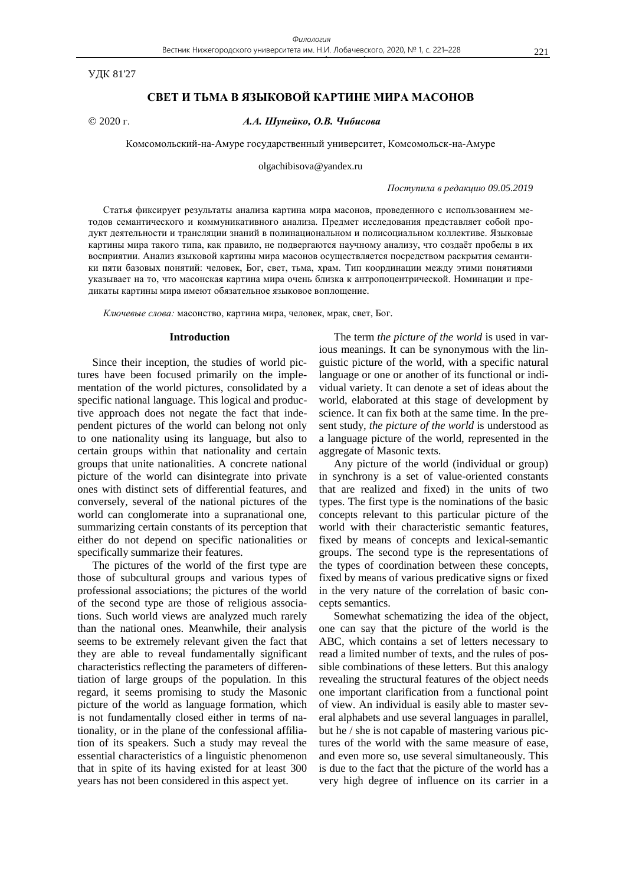УДК 81'27

# СВЕТ И ТЬМА В ЯЗЫКОВОЙ КАРТИНЕ МИРА МАСОНОВ

© 2020 г. ***А.А. Шунейко, О.В. Чибисова***

Комсомольский-на-Амуре государственный университет, Комсомольск-на-Амуре

olgachibisova@yandex.ru

*Поступила в редакцию 09.05.2019*

Статья фиксирует результаты анализа картина мира масонов, проведенного с использованием методов семантического и коммуникативного анализа. Предмет исследования представляет собой продукт деятельности и трансляции знаний в полинациональном и полисоциальном коллективе. Языковые картины мира такого типа, как правило, не подвергаются научному анализу, что создаёт пробелы в их восприятии. Анализ языковой картины мира масонов осуществляется посредством раскрытия семантики пяти базовых понятий: человек, Бог, свет, тьма, храм. Тип координации между этими понятиями указывает на то, что масонская картина мира очень близка к антропоцентрической. Номинации и предикаты картины мира имеют обязательное языковое воплощение.

*Ключевые слова:* масонство, картина мира, человек, мрак, свет, Бог.

## Introduction

Since their inception, the studies of world pictures have been focused primarily on the implementation of the world pictures, consolidated by a specific national language. This logical and productive approach does not negate the fact that independent pictures of the world can belong not only to one nationality using its language, but also to certain groups within that nationality and certain groups that unite nationalities. A concrete national picture of the world can disintegrate into private ones with distinct sets of differential features, and conversely, several of the national pictures of the world can conglomerate into a supranational one, summarizing certain constants of its perception that either do not depend on specific nationalities or specifically summarize their features.

The pictures of the world of the first type are those of subcultural groups and various types of professional associations; the pictures of the world of the second type are those of religious associations. Such world views are analyzed much rarely than the national ones. Meanwhile, their analysis seems to be extremely relevant given the fact that they are able to reveal fundamentally significant characteristics reflecting the parameters of differentiation of large groups of the population. In this regard, it seems promising to study the Masonic picture of the world as language formation, which is not fundamentally closed either in terms of nationality, or in the plane of the confessional affiliation of its speakers. Such a study may reveal the essential characteristics of a linguistic phenomenon that in spite of its having existed for at least 300 years has not been considered in this aspect yet.

The term *the picture of the world* is used in various meanings. It can be synonymous with the linguistic picture of the world, with a specific natural language or one or another of its functional or individual variety. It can denote a set of ideas about the world, elaborated at this stage of development by science. It can fix both at the same time. In the present study, *the picture of the world* is understood as a language picture of the world, represented in the aggregate of Masonic texts.

Any picture of the world (individual or group) in synchrony is a set of value-oriented constants that are realized and fixed) in the units of two types. The first type is the nominations of the basic concepts relevant to this particular picture of the world with their characteristic semantic features, fixed by means of concepts and lexical-semantic groups. The second type is the representations of the types of coordination between these concepts, fixed by means of various predicative signs or fixed in the very nature of the correlation of basic concepts semantics.

Somewhat schematizing the idea of the object, one can say that the picture of the world is the ABC, which contains a set of letters necessary to read a limited number of texts, and the rules of possible combinations of these letters. But this analogy revealing the structural features of the object needs one important clarification from a functional point of view. An individual is easily able to master several alphabets and use several languages in parallel, but he / she is not capable of mastering various pictures of the world with the same measure of ease, and even more so, use several simultaneously. This is due to the fact that the picture of the world has a very high degree of influence on its carrier in a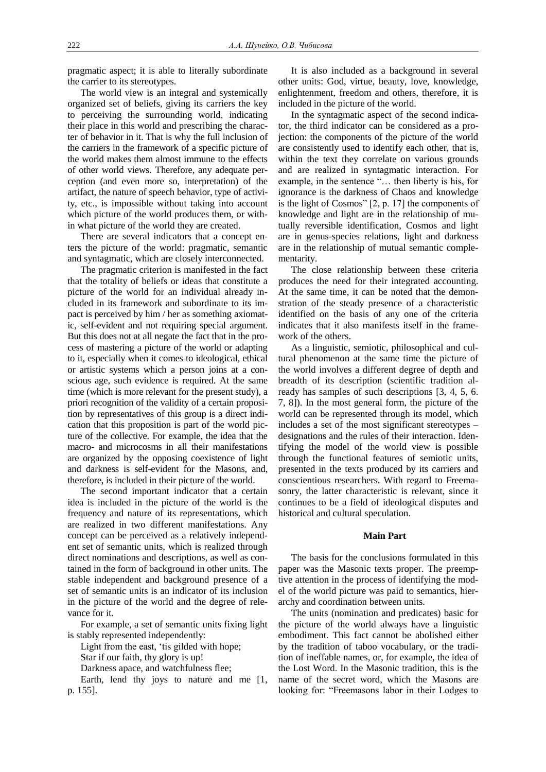pragmatic aspect; it is able to literally subordinate the carrier to its stereotypes.

The world view is an integral and systemically organized set of beliefs, giving its carriers the key to perceiving the surrounding world, indicating their place in this world and prescribing the character of behavior in it. That is why the full inclusion of the carriers in the framework of a specific picture of the world makes them almost immune to the effects of other world views. Therefore, any adequate perception (and even more so, interpretation) of the artifact, the nature of speech behavior, type of activity, etc., is impossible without taking into account which picture of the world produces them, or within what picture of the world they are created.

There are several indicators that a concept enters the picture of the world: pragmatic, semantic and syntagmatic, which are closely interconnected.

The pragmatic criterion is manifested in the fact that the totality of beliefs or ideas that constitute a picture of the world for an individual already included in its framework and subordinate to its impact is perceived by him / her as something axiomatic, self-evident and not requiring special argument. But this does not at all negate the fact that in the process of mastering a picture of the world or adapting to it, especially when it comes to ideological, ethical or artistic systems which a person joins at a conscious age, such evidence is required. At the same time (which is more relevant for the present study), a priori recognition of the validity of a certain proposition by representatives of this group is a direct indication that this proposition is part of the world picture of the collective. For example, the idea that the macro- and microcosms in all their manifestations are organized by the opposing coexistence of light and darkness is self-evident for the Masons, and, therefore, is included in their picture of the world.

The second important indicator that a certain idea is included in the picture of the world is the frequency and nature of its representations, which are realized in two different manifestations. Any concept can be perceived as a relatively independent set of semantic units, which is realized through direct nominations and descriptions, as well as contained in the form of background in other units. The stable independent and background presence of a set of semantic units is an indicator of its inclusion in the picture of the world and the degree of relevance for it.

For example, a set of semantic units fixing light is stably represented independently:

Light from the east, 'tis gilded with hope;

Star if our faith, thy glory is up!

Darkness apace, and watchfulness flee;

Earth, lend thy joys to nature and me [1, p. 155].

It is also included as a background in several other units: God, virtue, beauty, love, knowledge, enlightenment, freedom and others, therefore, it is included in the picture of the world.

In the syntagmatic aspect of the second indicator, the third indicator can be considered as a projection: the components of the picture of the world are consistently used to identify each other, that is, within the text they correlate on various grounds and are realized in syntagmatic interaction. For example, in the sentence "… then liberty is his, for ignorance is the darkness of Chaos and knowledge is the light of Cosmos" [2, p. 17] the components of knowledge and light are in the relationship of mutually reversible identification, Cosmos and light are in genus-species relations, light and darkness are in the relationship of mutual semantic complementarity.

The close relationship between these criteria produces the need for their integrated accounting. At the same time, it can be noted that the demonstration of the steady presence of a characteristic identified on the basis of any one of the criteria indicates that it also manifests itself in the framework of the others.

As a linguistic, semiotic, philosophical and cultural phenomenon at the same time the picture of the world involves a different degree of depth and breadth of its description (scientific tradition already has samples of such descriptions [3, 4, 5, 6. 7, 8]). In the most general form, the picture of the world can be represented through its model, which includes a set of the most significant stereotypes – designations and the rules of their interaction. Identifying the model of the world view is possible through the functional features of semiotic units, presented in the texts produced by its carriers and conscientious researchers. With regard to Freemasonry, the latter characteristic is relevant, since it continues to be a field of ideological disputes and historical and cultural speculation.

## Main Part

The basis for the conclusions formulated in this paper was the Masonic texts proper. The preemptive attention in the process of identifying the model of the world picture was paid to semantics, hierarchy and coordination between units.

The units (nomination and predicates) basic for the picture of the world always have a linguistic embodiment. This fact cannot be abolished either by the tradition of taboo vocabulary, or the tradition of ineffable names, or, for example, the idea of the Lost Word. In the Masonic tradition, this is the name of the secret word, which the Masons are looking for: "Freemasons labor in their Lodges to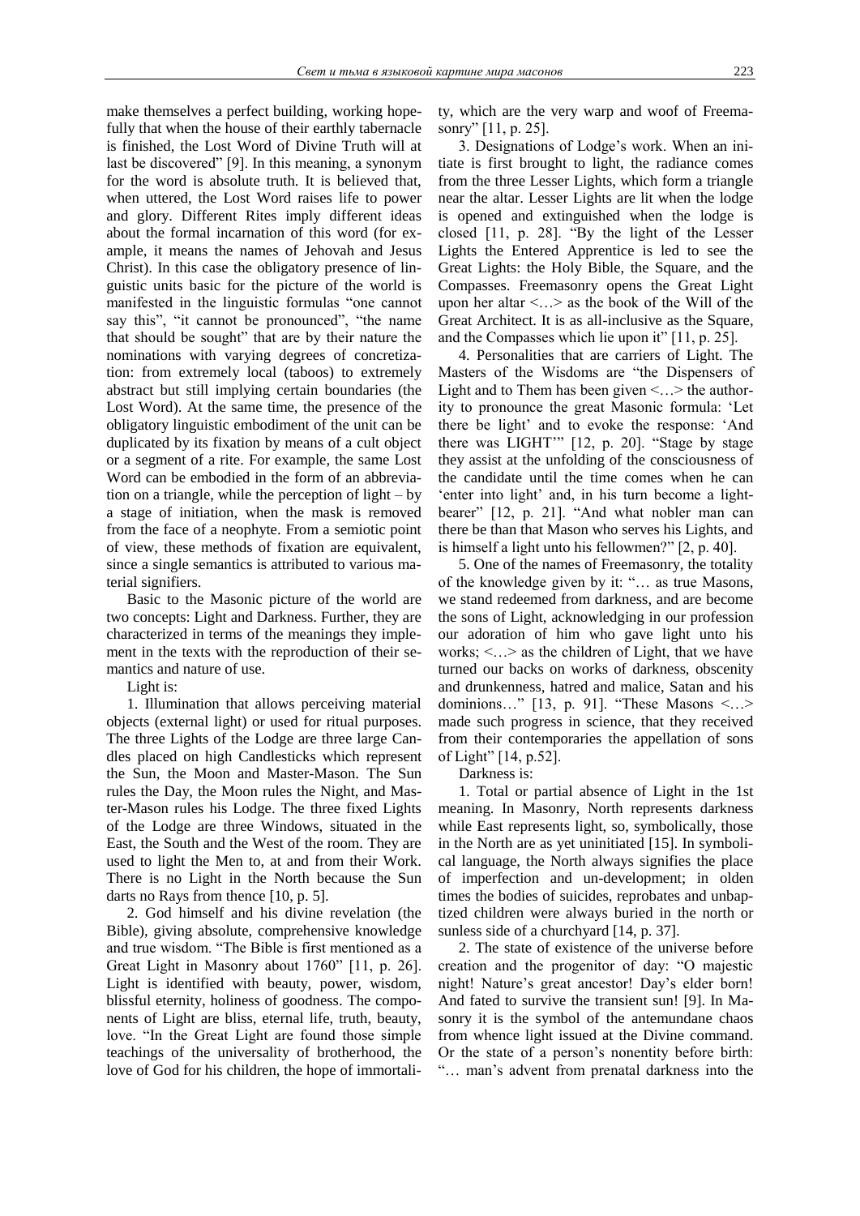make themselves a perfect building, working hopefully that when the house of their earthly tabernacle is finished, the Lost Word of Divine Truth will at last be discovered" [9]. In this meaning, a synonym for the word is absolute truth. It is believed that, when uttered, the Lost Word raises life to power and glory. Different Rites imply different ideas about the formal incarnation of this word (for example, it means the names of Jehovah and Jesus Christ). In this case the obligatory presence of linguistic units basic for the picture of the world is manifested in the linguistic formulas "one cannot say this", "it cannot be pronounced", "the name that should be sought" that are by their nature the nominations with varying degrees of concretization: from extremely local (taboos) to extremely abstract but still implying certain boundaries (the Lost Word). At the same time, the presence of the obligatory linguistic embodiment of the unit can be duplicated by its fixation by means of a cult object or a segment of a rite. For example, the same Lost Word can be embodied in the form of an abbreviation on a triangle, while the perception of light – by a stage of initiation, when the mask is removed from the face of a neophyte. From a semiotic point of view, these methods of fixation are equivalent, since a single semantics is attributed to various material signifiers.

Basic to the Masonic picture of the world are two concepts: Light and Darkness. Further, they are characterized in terms of the meanings they implement in the texts with the reproduction of their semantics and nature of use.

Light is:

1. Illumination that allows perceiving material objects (external light) or used for ritual purposes. The three Lights of the Lodge are three large Candles placed on high Candlesticks which represent the Sun, the Moon and Master-Mason. The Sun rules the Day, the Moon rules the Night, and Master-Mason rules his Lodge. The three fixed Lights of the Lodge are three Windows, situated in the East, the South and the West of the room. They are used to light the Men to, at and from their Work. There is no Light in the North because the Sun darts no Rays from thence [10, p. 5].

2. God himself and his divine revelation (the Bible), giving absolute, comprehensive knowledge and true wisdom. "The Bible is first mentioned as a Great Light in Masonry about 1760" [11, p. 26]. Light is identified with beauty, power, wisdom, blissful eternity, holiness of goodness. The components of Light are bliss, eternal life, truth, beauty, love. "In the Great Light are found those simple teachings of the universality of brotherhood, the love of God for his children, the hope of immortality, which are the very warp and woof of Freemasonry" [11, p. 25].

3. Designations of Lodge's work. When an initiate is first brought to light, the radiance comes from the three Lesser Lights, which form a triangle near the altar. Lesser Lights are lit when the lodge is opened and extinguished when the lodge is closed [11, p. 28]. "By the light of the Lesser Lights the Entered Apprentice is led to see the Great Lights: the Holy Bible, the Square, and the Compasses. Freemasonry opens the Great Light upon her altar <…> as the book of the Will of the Great Architect. It is as all-inclusive as the Square, and the Compasses which lie upon it" [11, p. 25].

4. Personalities that are carriers of Light. The Masters of the Wisdoms are "the Dispensers of Light and to Them has been given <…> the authority to pronounce the great Masonic formula: 'Let there be light' and to evoke the response: 'And there was LIGHT'" [12, p. 20]. "Stage by stage they assist at the unfolding of the consciousness of the candidate until the time comes when he can 'enter into light' and, in his turn become a light-bearer" [12, p. 21]. "And what nobler man can there be than that Mason who serves his Lights, and is himself a light unto his fellowmen?" [2, p. 40].

5. One of the names of Freemasonry, the totality of the knowledge given by it: "… as true Masons, we stand redeemed from darkness, and are become the sons of Light, acknowledging in our profession our adoration of him who gave light unto his works; <…> as the children of Light, that we have turned our backs on works of darkness, obscenity and drunkenness, hatred and malice, Satan and his dominions…" [13, p. 91]. "These Masons <…> made such progress in science, that they received from their contemporaries the appellation of sons of Light" [14, p.52].

Darkness is:

1. Total or partial absence of Light in the 1st meaning. In Masonry, North represents darkness while East represents light, so, symbolically, those in the North are as yet uninitiated [15]. In symbolical language, the North always signifies the place of imperfection and un-development; in olden times the bodies of suicides, reprobates and unbaptized children were always buried in the north or sunless side of a churchyard [14, p. 37].

2. The state of existence of the universe before creation and the progenitor of day: "O majestic night! Nature's great ancestor! Day's elder born! And fated to survive the transient sun! [9]. In Masonry it is the symbol of the antemundane chaos from whence light issued at the Divine command. Or the state of a person's nonentity before birth: "… man's advent from prenatal darkness into the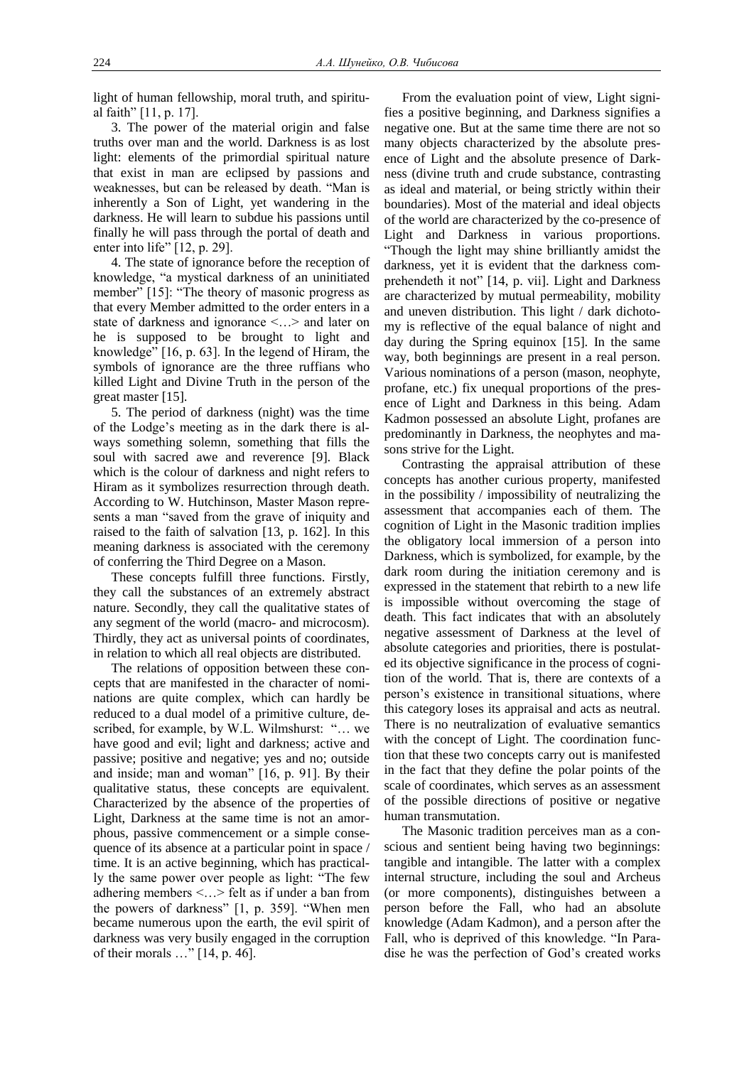light of human fellowship, moral truth, and spiritual faith" [11, p. 17].

3. The power of the material origin and false truths over man and the world. Darkness is as lost light: elements of the primordial spiritual nature that exist in man are eclipsed by passions and weaknesses, but can be released by death. "Man is inherently a Son of Light, yet wandering in the darkness. He will learn to subdue his passions until finally he will pass through the portal of death and enter into life" [12, p. 29].

4. The state of ignorance before the reception of knowledge, "a mystical darkness of an uninitiated member" [15]: "The theory of masonic progress as that every Member admitted to the order enters in a state of darkness and ignorance <…> and later on he is supposed to be brought to light and knowledge" [16, p. 63]. In the legend of Hiram, the symbols of ignorance are the three ruffians who killed Light and Divine Truth in the person of the great master [15].

5. The period of darkness (night) was the time of the Lodge's meeting as in the dark there is always something solemn, something that fills the soul with sacred awe and reverence [9]. Black which is the colour of darkness and night refers to Hiram as it symbolizes resurrection through death. According to W. Hutchinson, Master Mason represents a man "saved from the grave of iniquity and raised to the faith of salvation [13, p. 162]. In this meaning darkness is associated with the ceremony of conferring the Third Degree on a Mason.

These concepts fulfill three functions. Firstly, they call the substances of an extremely abstract nature. Secondly, they call the qualitative states of any segment of the world (macro- and microcosm). Thirdly, they act as universal points of coordinates, in relation to which all real objects are distributed.

The relations of opposition between these concepts that are manifested in the character of nominations are quite complex, which can hardly be reduced to a dual model of a primitive culture, described, for example, by W.L. Wilmshurst: "… we have good and evil; light and darkness; active and passive; positive and negative; yes and no; outside and inside; man and woman" [16, p. 91]. By their qualitative status, these concepts are equivalent. Characterized by the absence of the properties of Light, Darkness at the same time is not an amorphous, passive commencement or a simple consequence of its absence at a particular point in space / time. It is an active beginning, which has practically the same power over people as light: "The few adhering members <…> felt as if under a ban from the powers of darkness" [1, p. 359]. "When men became numerous upon the earth, the evil spirit of darkness was very busily engaged in the corruption of their morals …" [14, p. 46].

From the evaluation point of view, Light signifies a positive beginning, and Darkness signifies a negative one. But at the same time there are not so many objects characterized by the absolute presence of Light and the absolute presence of Darkness (divine truth and crude substance, contrasting as ideal and material, or being strictly within their boundaries). Most of the material and ideal objects of the world are characterized by the co-presence of Light and Darkness in various proportions. "Though the light may shine brilliantly amidst the darkness, yet it is evident that the darkness comprehendeth it not" [14, p. vii]. Light and Darkness are characterized by mutual permeability, mobility and uneven distribution. This light / dark dichotomy is reflective of the equal balance of night and day during the Spring equinox [15]. In the same way, both beginnings are present in a real person. Various nominations of a person (mason, neophyte, profane, etc.) fix unequal proportions of the presence of Light and Darkness in this being. Adam Kadmon possessed an absolute Light, profanes are predominantly in Darkness, the neophytes and masons strive for the Light.

Contrasting the appraisal attribution of these concepts has another curious property, manifested in the possibility / impossibility of neutralizing the assessment that accompanies each of them. The cognition of Light in the Masonic tradition implies the obligatory local immersion of a person into Darkness, which is symbolized, for example, by the dark room during the initiation ceremony and is expressed in the statement that rebirth to a new life is impossible without overcoming the stage of death. This fact indicates that with an absolutely negative assessment of Darkness at the level of absolute categories and priorities, there is postulated its objective significance in the process of cognition of the world. That is, there are contexts of a person's existence in transitional situations, where this category loses its appraisal and acts as neutral. There is no neutralization of evaluative semantics with the concept of Light. The coordination function that these two concepts carry out is manifested in the fact that they define the polar points of the scale of coordinates, which serves as an assessment of the possible directions of positive or negative human transmutation.

The Masonic tradition perceives man as a conscious and sentient being having two beginnings: tangible and intangible. The latter with a complex internal structure, including the soul and Archeus (or more components), distinguishes between a person before the Fall, who had an absolute knowledge (Adam Kadmon), and a person after the Fall, who is deprived of this knowledge. "In Paradise he was the perfection of God's created works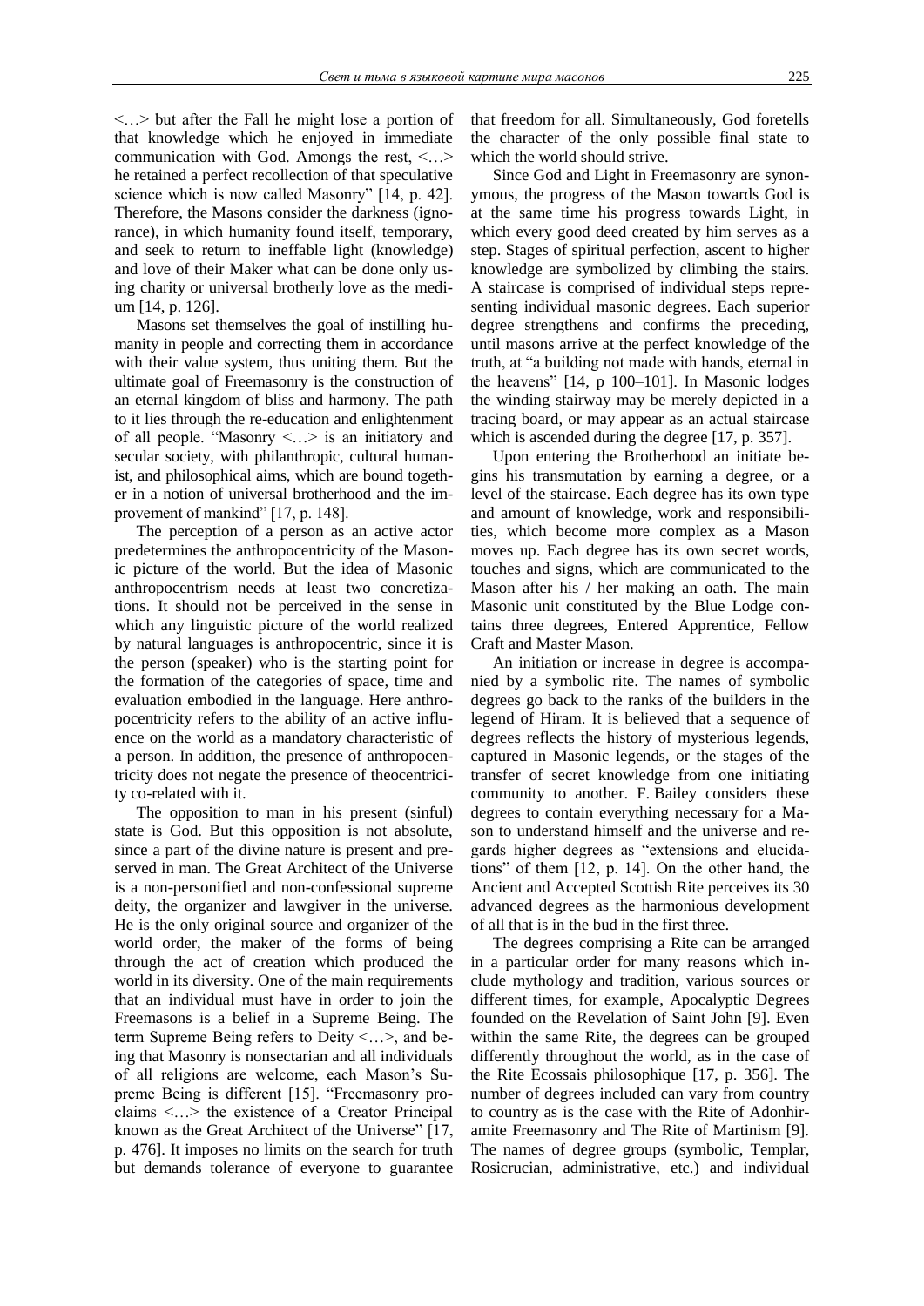<…> but after the Fall he might lose a portion of that knowledge which he enjoyed in immediate communication with God. Amongs the rest, <…> he retained a perfect recollection of that speculative science which is now called Masonry" [14, p. 42]. Therefore, the Masons consider the darkness (ignorance), in which humanity found itself, temporary, and seek to return to ineffable light (knowledge) and love of their Maker what can be done only using charity or universal brotherly love as the medium [14, p. 126].

Masons set themselves the goal of instilling humanity in people and correcting them in accordance with their value system, thus uniting them. But the ultimate goal of Freemasonry is the construction of an eternal kingdom of bliss and harmony. The path to it lies through the re-education and enlightenment of all people. "Masonry <…> is an initiatory and secular society, with philanthropic, cultural humanist, and philosophical aims, which are bound together in a notion of universal brotherhood and the improvement of mankind" [17, p. 148].

The perception of a person as an active actor predetermines the anthropocentricity of the Masonic picture of the world. But the idea of Masonic anthropocentrism needs at least two concretizations. It should not be perceived in the sense in which any linguistic picture of the world realized by natural languages is anthropocentric, since it is the person (speaker) who is the starting point for the formation of the categories of space, time and evaluation embodied in the language. Here anthropocentricity refers to the ability of an active influence on the world as a mandatory characteristic of a person. In addition, the presence of anthropocentricity does not negate the presence of theocentricity co-related with it.

The opposition to man in his present (sinful) state is God. But this opposition is not absolute, since a part of the divine nature is present and preserved in man. The Great Architect of the Universe is a non-personified and non-confessional supreme deity, the organizer and lawgiver in the universe. He is the only original source and organizer of the world order, the maker of the forms of being through the act of creation which produced the world in its diversity. One of the main requirements that an individual must have in order to join the Freemasons is a belief in a Supreme Being. The term Supreme Being refers to Deity <…>, and being that Masonry is nonsectarian and all individuals of all religions are welcome, each Mason's Supreme Being is different [15]. "Freemasonry proclaims <…> the existence of a Creator Principal known as the Great Architect of the Universe" [17, p. 476]. It imposes no limits on the search for truth but demands tolerance of everyone to guarantee that freedom for all. Simultaneously, God foretells the character of the only possible final state to which the world should strive.

Since God and Light in Freemasonry are synonymous, the progress of the Mason towards God is at the same time his progress towards Light, in which every good deed created by him serves as a step. Stages of spiritual perfection, ascent to higher knowledge are symbolized by climbing the stairs. A staircase is comprised of individual steps representing individual masonic degrees. Each superior degree strengthens and confirms the preceding, until masons arrive at the perfect knowledge of the truth, at "a building not made with hands, eternal in the heavens" [14, p 100–101]. In Masonic lodges the winding stairway may be merely depicted in a tracing board, or may appear as an actual staircase which is ascended during the degree [17, p. 357].

Upon entering the Brotherhood an initiate begins his transmutation by earning a degree, or a level of the staircase. Each degree has its own type and amount of knowledge, work and responsibilities, which become more complex as a Mason moves up. Each degree has its own secret words, touches and signs, which are communicated to the Mason after his / her making an oath. The main Masonic unit constituted by the Blue Lodge contains three degrees, Entered Apprentice, Fellow Craft and Master Mason.

An initiation or increase in degree is accompanied by a symbolic rite. The names of symbolic degrees go back to the ranks of the builders in the legend of Hiram. It is believed that a sequence of degrees reflects the history of mysterious legends, captured in Masonic legends, or the stages of the transfer of secret knowledge from one initiating community to another. F. Bailey considers these degrees to contain everything necessary for a Mason to understand himself and the universe and regards higher degrees as "extensions and elucidations" of them [12, p. 14]. On the other hand, the Ancient and Accepted Scottish Rite perceives its 30 advanced degrees as the harmonious development of all that is in the bud in the first three.

The degrees comprising a Rite can be arranged in a particular order for many reasons which include mythology and tradition, various sources or different times, for example, Apocalyptic Degrees founded on the Revelation of Saint John [9]. Even within the same Rite, the degrees can be grouped differently throughout the world, as in the case of the Rite Ecossais philosophique [17, p. 356]. The number of degrees included can vary from country to country as is the case with the Rite of Adonhiramite Freemasonry and The Rite of Martinism [9]. The names of degree groups (symbolic, Templar, Rosicrucian, administrative, etc.) and individual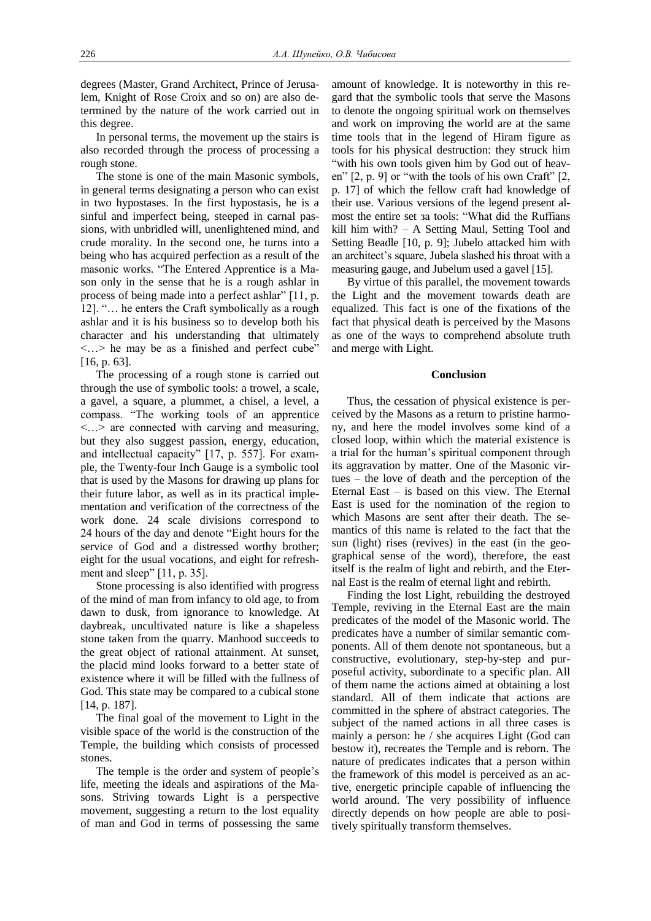degrees (Master, Grand Architect, Prince of Jerusalem, Knight of Rose Croix and so on) are also determined by the nature of the work carried out in this degree.

In personal terms, the movement up the stairs is also recorded through the process of processing a rough stone.

The stone is one of the main Masonic symbols, in general terms designating a person who can exist in two hypostases. In the first hypostasis, he is a sinful and imperfect being, steeped in carnal passions, with unbridled will, unenlightened mind, and crude morality. In the second one, he turns into a being who has acquired perfection as a result of the masonic works. "The Entered Apprentice is a Mason only in the sense that he is a rough ashlar in process of being made into a perfect ashlar" [11, p. 12]. "… he enters the Craft symbolically as a rough ashlar and it is his business so to develop both his character and his understanding that ultimately <…> he may be as a finished and perfect cube" [16, p. 63].

The processing of a rough stone is carried out through the use of symbolic tools: a trowel, a scale, a gavel, a square, a plummet, a chisel, a level, a compass. "The working tools of an apprentice <…> are connected with carving and measuring, but they also suggest passion, energy, education, and intellectual capacity" [17, p. 557]. For example, the Twenty-four Inch Gauge is a symbolic tool that is used by the Masons for drawing up plans for their future labor, as well as in its practical implementation and verification of the correctness of the work done. 24 scale divisions correspond to 24 hours of the day and denote "Eight hours for the service of God and a distressed worthy brother; eight for the usual vocations, and eight for refreshment and sleep" [11, p. 35].

Stone processing is also identified with progress of the mind of man from infancy to old age, to from dawn to dusk, from ignorance to knowledge. At daybreak, uncultivated nature is like a shapeless stone taken from the quarry. Manhood succeeds to the great object of rational attainment. At sunset, the placid mind looks forward to a better state of existence where it will be filled with the fullness of God. This state may be compared to a cubical stone [14, p. 187].

The final goal of the movement to Light in the visible space of the world is the construction of the Temple, the building which consists of processed stones.

The temple is the order and system of people's life, meeting the ideals and aspirations of the Masons. Striving towards Light is a perspective movement, suggesting a return to the lost equality of man and God in terms of possessing the same amount of knowledge. It is noteworthy in this regard that the symbolic tools that serve the Masons to denote the ongoing spiritual work on themselves and work on improving the world are at the same time tools that in the legend of Hiram figure as tools for his physical destruction: they struck him "with his own tools given him by God out of heaven" [2, p. 9] or "with the tools of his own Craft" [2, p. 17] of which the fellow craft had knowledge of their use. Various versions of the legend present almost the entire set за tools: "What did the Ruffians kill him with? – A Setting Maul, Setting Tool and Setting Beadle [10, p. 9]; Jubelo attacked him with an architect's square, Jubela slashed his throat with a measuring gauge, and Jubelum used a gavel [15].

By virtue of this parallel, the movement towards the Light and the movement towards death are equalized. This fact is one of the fixations of the fact that physical death is perceived by the Masons as one of the ways to comprehend absolute truth and merge with Light.

## Conclusion

Thus, the cessation of physical existence is perceived by the Masons as a return to pristine harmony, and here the model involves some kind of a closed loop, within which the material existence is a trial for the human's spiritual component through its aggravation by matter. One of the Masonic virtues – the love of death and the perception of the Eternal East – is based on this view. The Eternal East is used for the nomination of the region to which Masons are sent after their death. The semantics of this name is related to the fact that the sun (light) rises (revives) in the east (in the geographical sense of the word), therefore, the east itself is the realm of light and rebirth, and the Eternal East is the realm of eternal light and rebirth.

Finding the lost Light, rebuilding the destroyed Temple, reviving in the Eternal East are the main predicates of the model of the Masonic world. The predicates have a number of similar semantic components. All of them denote not spontaneous, but a constructive, evolutionary, step-by-step and purposeful activity, subordinate to a specific plan. All of them name the actions aimed at obtaining a lost standard. All of them indicate that actions are committed in the sphere of abstract categories. The subject of the named actions in all three cases is mainly a person: he / she acquires Light (God can bestow it), recreates the Temple and is reborn. The nature of predicates indicates that a person within the framework of this model is perceived as an active, energetic principle capable of influencing the world around. The very possibility of influence directly depends on how people are able to positively spiritually transform themselves.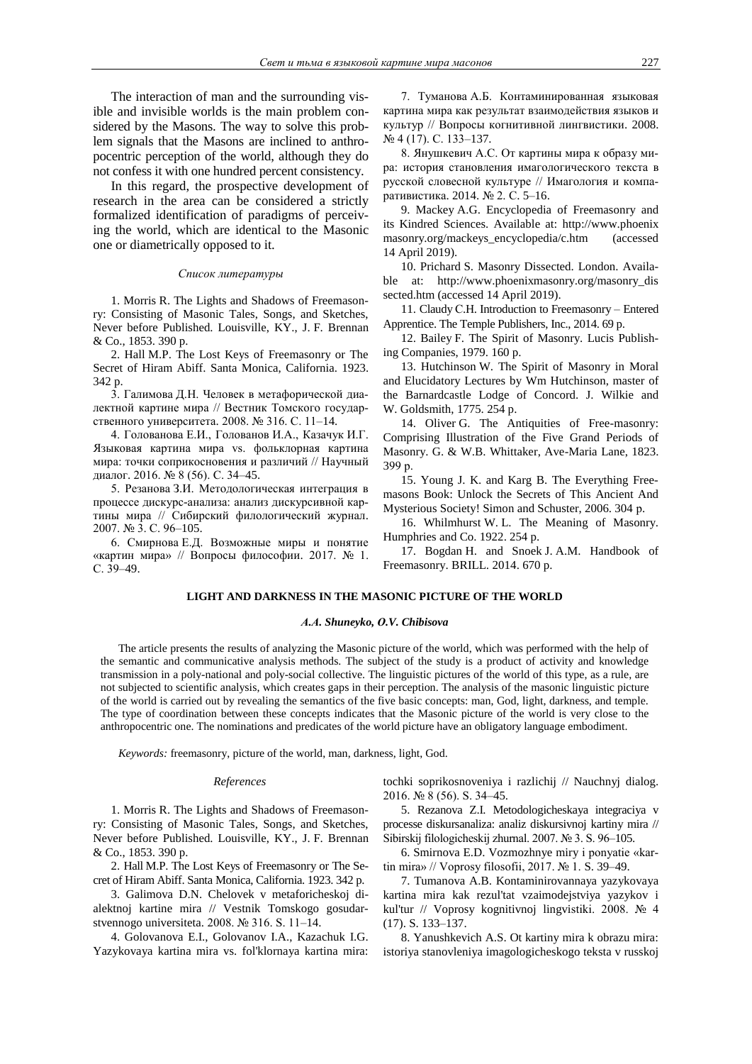The interaction of man and the surrounding visible and invisible worlds is the main problem considered by the Masons. The way to solve this problem signals that the Masons are inclined to anthropocentric perception of the world, although they do not confess it with one hundred percent consistency.

In this regard, the prospective development of research in the area can be considered a strictly formalized identification of paradigms of perceiving the world, which are identical to the Masonic one or diametrically opposed to it.

*Список литературы*

1. Morris R. The Lights and Shadows of Freemasonry: Consisting of Masonic Tales, Songs, and Sketches, Never before Published. Louisville, KY., J. F. Brennan & Co., 1853. 390 p.

2. Hall M.P. The Lost Keys of Freemasonry or The Secret of Hiram Abiff. Santa Monica, California. 1923. 342 p.

3. Галимова Д.Н. Человек в метафорической диалектной картине мира // Вестник Томского государственного университета. 2008. № 316. С. 11–14.

4. Голованова Е.И., Голованов И.А., Казачук И.Г. Языковая картина мира vs. фольклорная картина мира: точки соприкосновения и различий // Научный диалог. 2016. № 8 (56). С. 34–45.

5. Резанова З.И. Методологическая интеграция в процессе дискурс-анализа: анализ дискурсивной картины мира // Сибирский филологический журнал. 2007. № 3. С. 96–105.

6. Смирнова Е.Д. Возможные миры и понятие «картин мира» // Вопросы философии. 2017. № 1. С. 39–49.

7. Туманова А.Б. Контаминированная языковая картина мира как результат взаимодействия языков и культур // Вопросы когнитивной лингвистики. 2008. № 4 (17). С. 133–137.

8. Янушкевич А.С. От картины мира к образу мира: история становления имагологического текста в русской словесной культуре // Имагология и компаративистика. 2014. № 2. С. 5–16.

9. Mackey A.G. Encyclopedia of Freemasonry and its Kindred Sciences. Available at: http://www.phoenixmasonry.org/mackeys_encyclopedia/c.htm (accessed 14 April 2019).

10. Prichard S. Masonry Dissected. London. Available at: http://www.phoenixmasonry.org/masonry_dissected.htm (accessed 14 April 2019).

11. Claudy C.H. Introduction to Freemasonry – Entered Apprentice. The Temple Publishers, Inc., 2014. 69 p.

12. Bailey F. The Spirit of Masonry. Lucis Publishing Companies, 1979. 160 p.

13. Hutchinson W. The Spirit of Masonry in Moral and Elucidatory Lectures by Wm Hutchinson, master of the Barnardcastle Lodge of Concord. J. Wilkie and W. Goldsmith, 1775. 254 p.

14. Oliver G. The Antiquities of Free-masonry: Comprising Illustration of the Five Grand Periods of Masonry. G. & W.B. Whittaker, Ave-Maria Lane, 1823. 399 p.

15. Young J. K. and Karg B. The Everything Freemasons Book: Unlock the Secrets of This Ancient And Mysterious Society! Simon and Schuster, 2006. 304 p.

16. Whilmhurst W. L. The Meaning of Masonry. Humphries and Co. 1922. 254 p.

17. Bogdan H. and Snoek J. A.M. Handbook of Freemasonry. BRILL. 2014. 670 p.

## LIGHT AND DARKNESS IN THE MASONIC PICTURE OF THE WORLD

***A.A. Shuneyko, O.V. Chibisova***

The article presents the results of analyzing the Masonic picture of the world, which was performed with the help of the semantic and communicative analysis methods. The subject of the study is a product of activity and knowledge transmission in a poly-national and poly-social collective. The linguistic pictures of the world of this type, as a rule, are not subjected to scientific analysis, which creates gaps in their perception. The analysis of the masonic linguistic picture of the world is carried out by revealing the semantics of the five basic concepts: man, God, light, darkness, and temple. The type of coordination between these concepts indicates that the Masonic picture of the world is very close to the anthropocentric one. The nominations and predicates of the world picture have an obligatory language embodiment.

*Keywords:* freemasonry, picture of the world, man, darkness, light, God.

*References*

1. Morris R. The Lights and Shadows of Freemasonry: Consisting of Masonic Tales, Songs, and Sketches, Never before Published. Louisville, KY., J. F. Brennan & Co., 1853. 390 p.

2. Hall M.P. The Lost Keys of Freemasonry or The Secret of Hiram Abiff. Santa Monica, California. 1923. 342 p.

3. Galimova D.N. Chelovek v metaforicheskoj dialektnoj kartine mira // Vestnik Tomskogo gosudarstvennogo universiteta. 2008. № 316. S. 11–14.

4. Golovanova E.I., Golovanov I.A., Kazachuk I.G. Yazykovaya kartina mira vs. fol'klornaya kartina mira: tochki soprikosnoveniya i razlichij // Nauchnyj dialog. 2016. № 8 (56). S. 34–45.

5. Rezanova Z.I. Metodologicheskaya integraciya v processe diskursanaliza: analiz diskursivnoj kartiny mira // Sibirskij filologicheskij zhurnal. 2007. № 3. S. 96–105.

6. Smirnova E.D. Vozmozhnye miry i ponyatie «kartin mira» // Voprosy filosofii, 2017. № 1. S. 39–49.

7. Tumanova A.B. Kontaminirovannaya yazykovaya kartina mira kak rezul'tat vzaimodejstviya yazykov i kul'tur // Voprosy kognitivnoj lingvistiki. 2008. № 4 (17). S. 133–137.

8. Yanushkevich A.S. Ot kartiny mira k obrazu mira: istoriya stanovleniya imagologicheskogo teksta v russkoj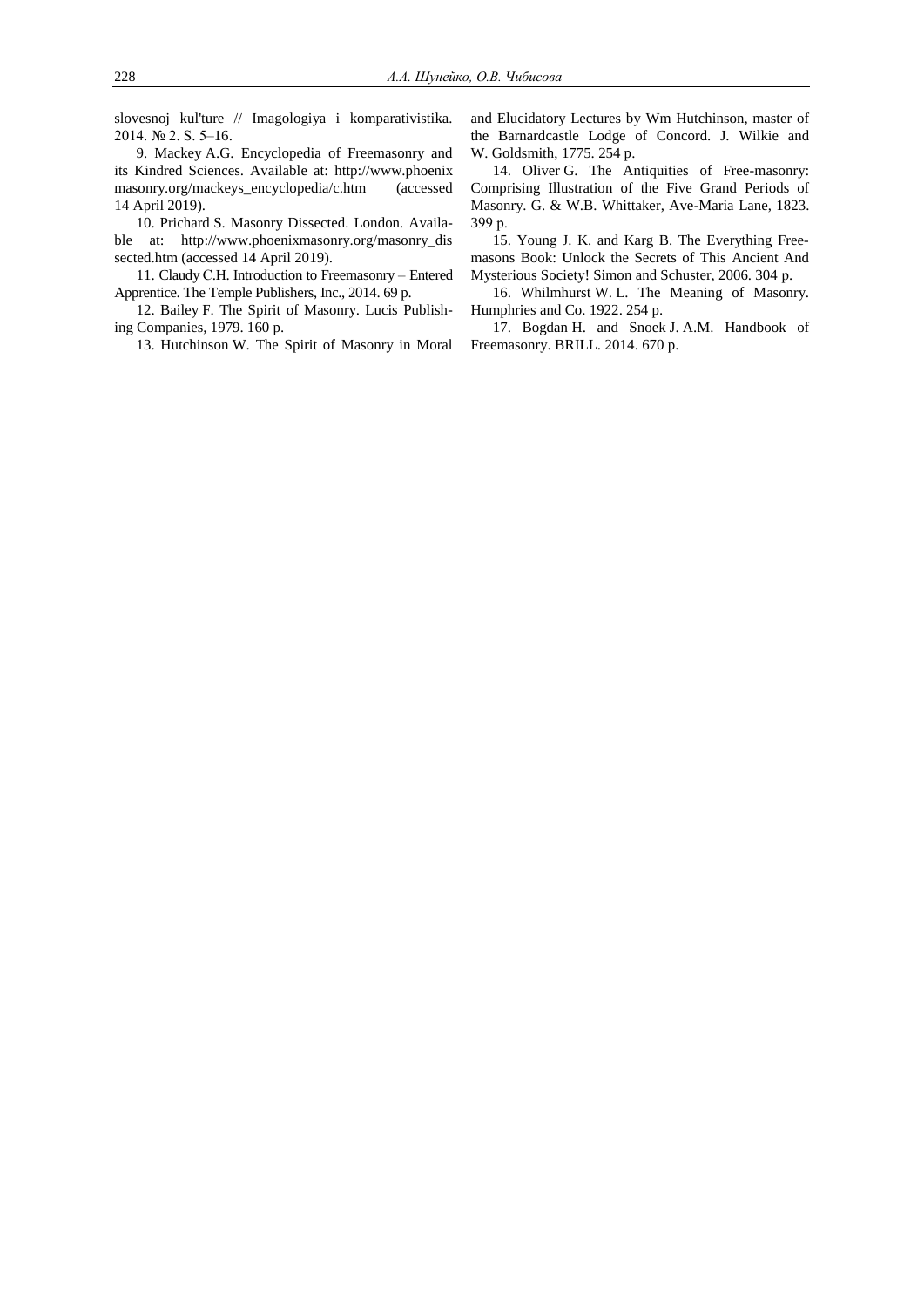slovesnoj kul'ture // Imagologiya i komparativistika. 2014. № 2. S. 5–16.

9. Mackey A.G. Encyclopedia of Freemasonry and its Kindred Sciences. Available at: http://www.phoenixmasonry.org/mackeys_encyclopedia/c.htm (accessed 14 April 2019).

10. Prichard S. Masonry Dissected. London. Available at: http://www.phoenixmasonry.org/masonry_dissected.htm (accessed 14 April 2019).

11. Claudy C.H. Introduction to Freemasonry – Entered Apprentice. The Temple Publishers, Inc., 2014. 69 p.

12. Bailey F. The Spirit of Masonry. Lucis Publishing Companies, 1979. 160 p.

13. Hutchinson W. The Spirit of Masonry in Moral and Elucidatory Lectures by Wm Hutchinson, master of the Barnardcastle Lodge of Concord. J. Wilkie and W. Goldsmith, 1775. 254 p.

14. Oliver G. The Antiquities of Free-masonry: Comprising Illustration of the Five Grand Periods of Masonry. G. & W.B. Whittaker, Ave-Maria Lane, 1823. 399 p.

15. Young J. K. and Karg B. The Everything Freemasons Book: Unlock the Secrets of This Ancient And Mysterious Society! Simon and Schuster, 2006. 304 p.

16. Whilmhurst W. L. The Meaning of Masonry. Humphries and Co. 1922. 254 p.

17. Bogdan H. and Snoek J. A.M. Handbook of Freemasonry. BRILL. 2014. 670 p.